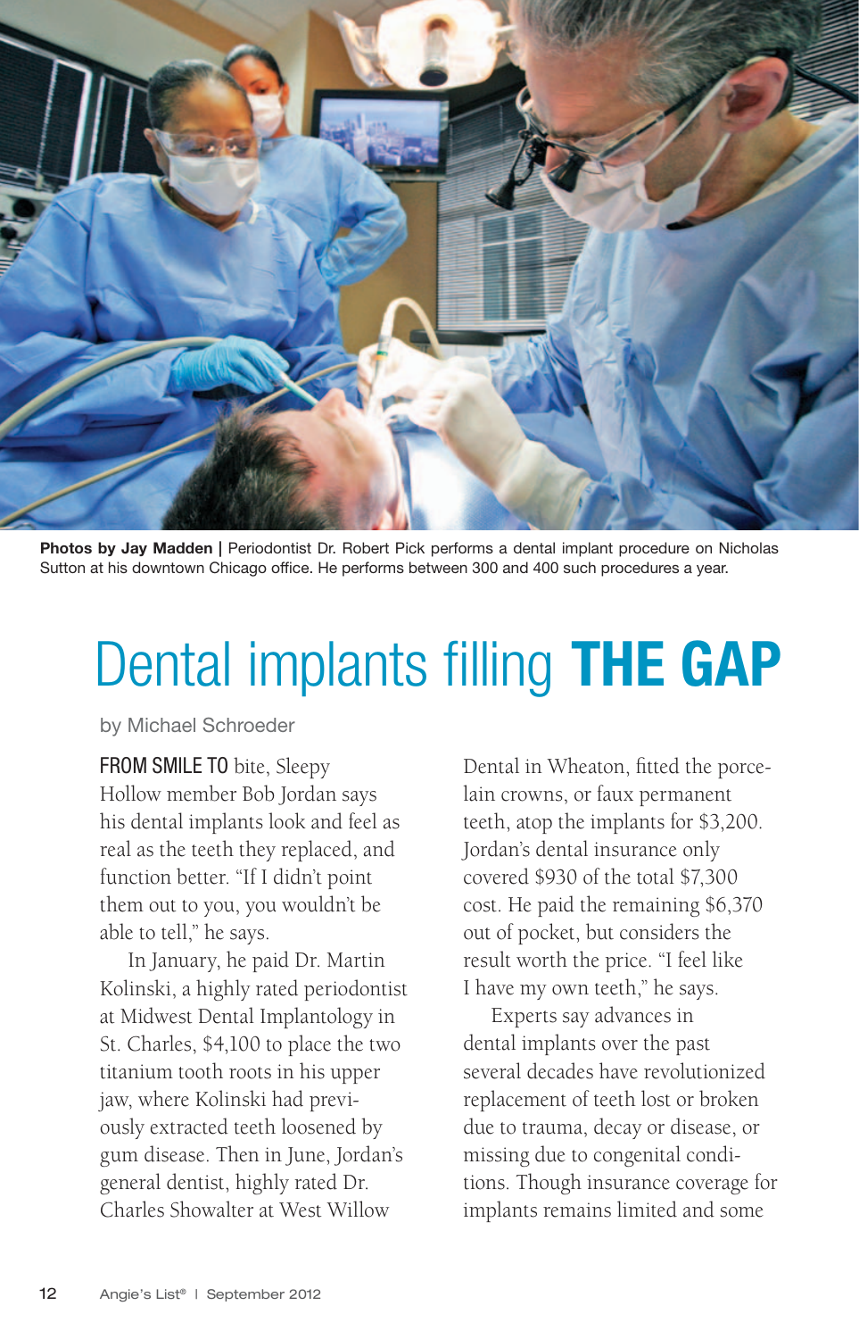**Photos by Jay Madden** | Periodontist Dr. Robert Pick performs a dental implant procedure on Nicholas Sutton at his downtown Chicago office. He performs between 300 and 400 such procedures a year.

# Dental implants filling **THE GAP**

by Michael Schroeder

FROM SMILE TO bite, Sleepy Hollow member Bob Jordan says his dental implants look and feel as real as the teeth they replaced, and function better. "If I didn't point them out to you, you wouldn't be able to tell," he says.

In January, he paid Dr. Martin Kolinski, a highly rated periodontist at Midwest Dental Implantology in St. Charles, $4,100 to place the two titanium tooth roots in his upper jaw, where Kolinski had previously extracted teeth loosened by gum disease. Then in June, Jordan's general dentist, highly rated Dr. Charles Showalter at West Willow Dental in Wheaton, fitted the porcelain crowns, or faux permanent teeth, atop the implants for $3,200. Jordan's dental insurance only covered $930 of the total $7,300 cost. He paid the remaining $6,370 out of pocket, but considers the result worth the price. "I feel like I have my own teeth," he says.

Experts say advances in dental implants over the past several decades have revolutionized replacement of teeth lost or broken due to trauma, decay or disease, or missing due to congenital conditions. Though insurance coverage for implants remains limited and some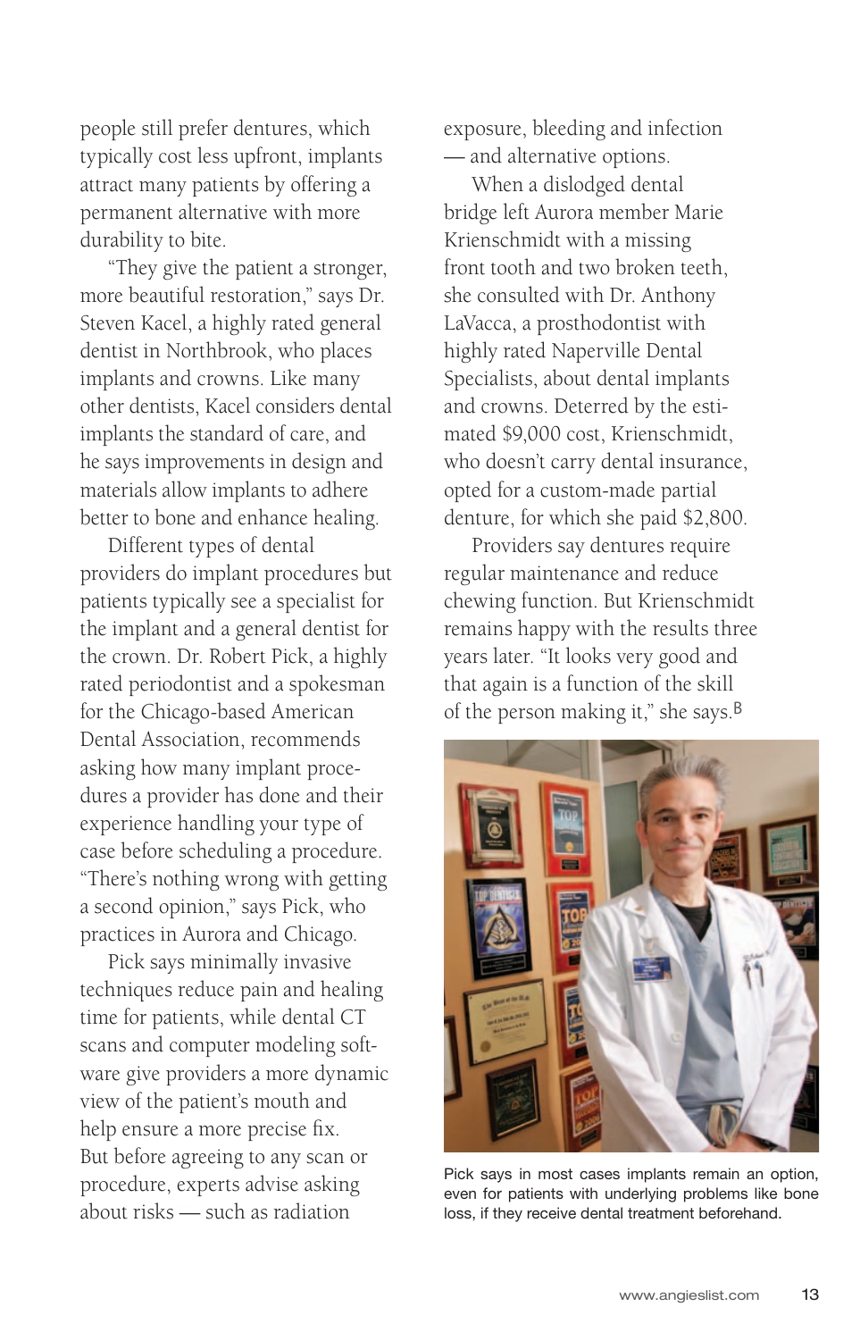people still prefer dentures, which typically cost less upfront, implants attract many patients by offering a permanent alternative with more durability to bite.

"They give the patient a stronger, more beautiful restoration," says Dr. Steven Kacel, a highly rated general dentist in Northbrook, who places implants and crowns. Like many other dentists, Kacel considers dental implants the standard of care, and he says improvements in design and materials allow implants to adhere better to bone and enhance healing.

Different types of dental providers do implant procedures but patients typically see a specialist for the implant and a general dentist for the crown. Dr. Robert Pick, a highly rated periodontist and a spokesman for the Chicago-based American Dental Association, recommends asking how many implant procedures a provider has done and their experience handling your type of case before scheduling a procedure. "There's nothing wrong with getting a second opinion," says Pick, who practices in Aurora and Chicago.

Pick says minimally invasive techniques reduce pain and healing time for patients, while dental CT scans and computer modeling software give providers a more dynamic view of the patient's mouth and help ensure a more precise fix. But before agreeing to any scan or procedure, experts advise asking about risks — such as radiation exposure, bleeding and infection — and alternative options.

When a dislodged dental bridge left Aurora member Marie Krienschmidt with a missing front tooth and two broken teeth, she consulted with Dr. Anthony LaVacca, a prosthodontist with highly rated Naperville Dental Specialists, about dental implants and crowns. Deterred by the estimated $9,000 cost, Krienschmidt, who doesn't carry dental insurance, opted for a custom-made partial denture, for which she paid $2,800.

Providers say dentures require regular maintenance and reduce chewing function. But Krienschmidt remains happy with the results three years later. "It looks very good and that again is a function of the skill of the person making it," she says. B

Pick says in most cases implants remain an option, even for patients with underlying problems like bone loss, if they receive dental treatment beforehand.